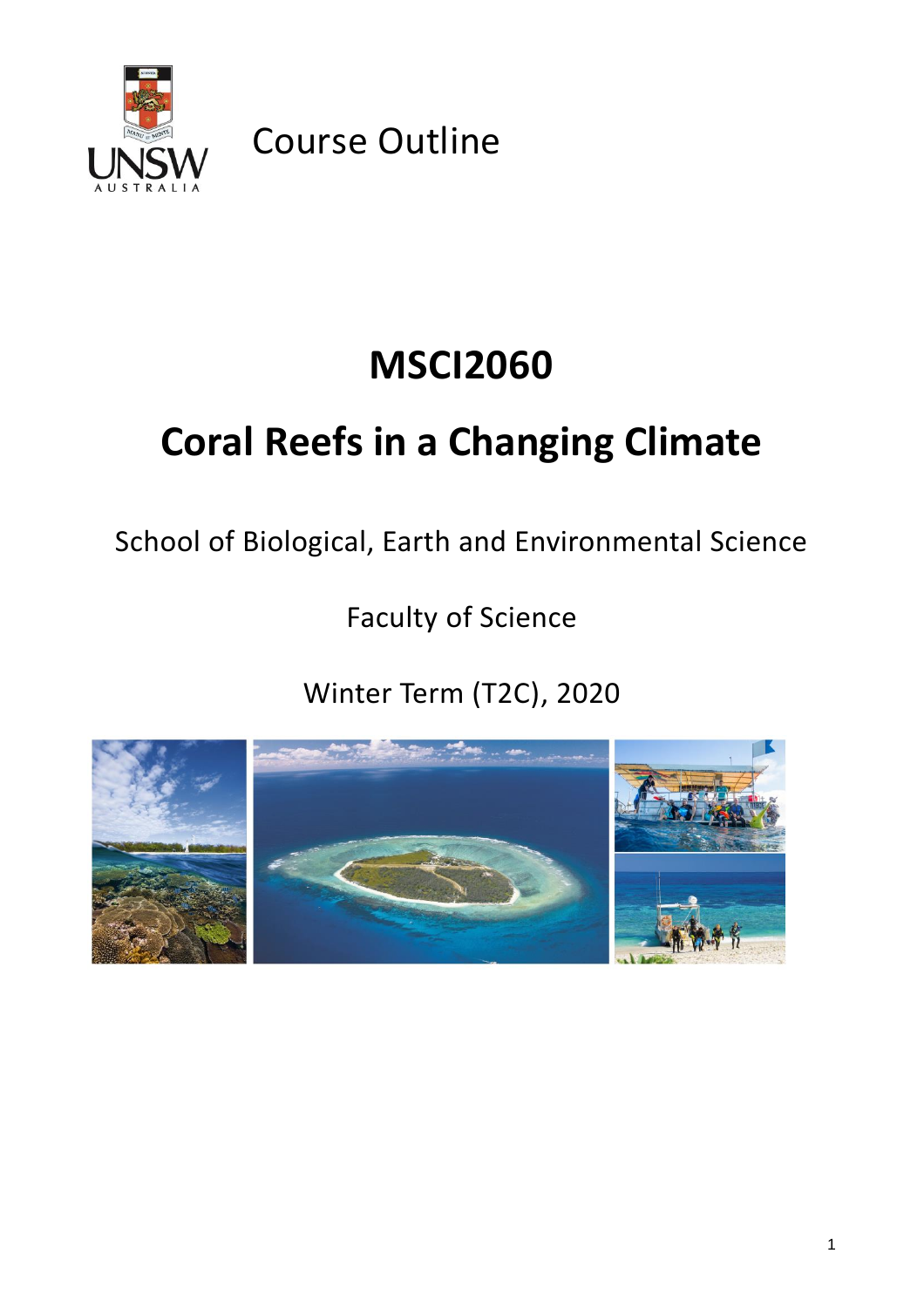Course Outline

# MSCI2060

# Coral Reefs in a Changing Climate

School of Biological, Earth and Environmental Science

Faculty of Science

Winter Term (T2C), 2020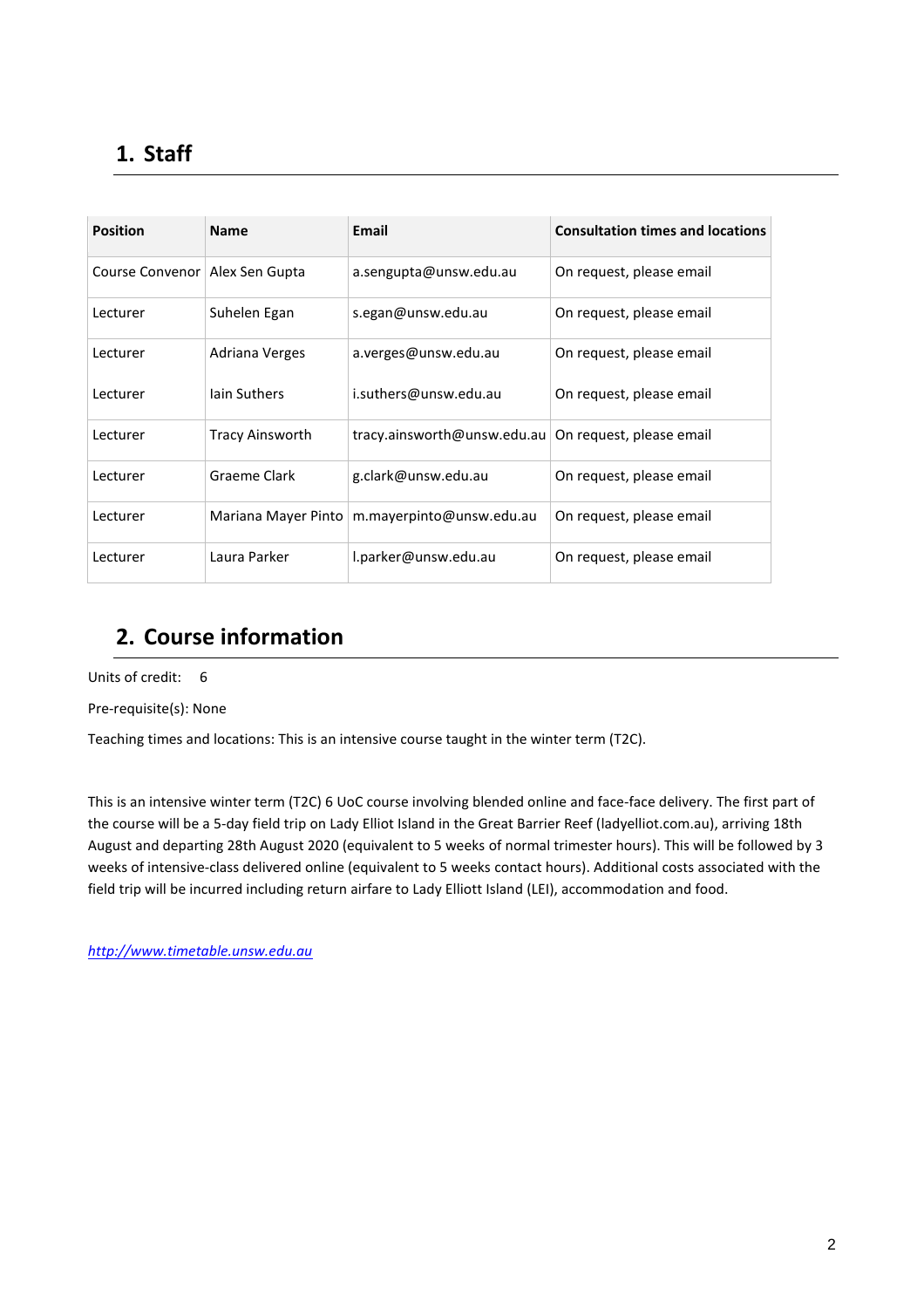## 1. Staff

| Position | Name | Email | Consultation times and locations |
| --- | --- | --- | --- |
| Course Convenor | Alex Sen Gupta | a.sengupta@unsw.edu.au | On request, please email |
| Lecturer | Suhelen Egan | s.egan@unsw.edu.au | On request, please email |
| Lecturer | Adriana Verges | a.verges@unsw.edu.au | On request, please email |
| Lecturer | Iain Suthers | i.suthers@unsw.edu.au | On request, please email |
| Lecturer | Tracy Ainsworth | tracy.ainsworth@unsw.edu.au | On request, please email |
| Lecturer | Graeme Clark | g.clark@unsw.edu.au | On request, please email |
| Lecturer | Mariana Mayer Pinto | m.mayerpinto@unsw.edu.au | On request, please email |
| Lecturer | Laura Parker | l.parker@unsw.edu.au | On request, please email |

## 2. Course information

Units of credit: 6

Pre-requisite(s): None

Teaching times and locations: This is an intensive course taught in the winter term (T2C).

This is an intensive winter term (T2C) 6 UoC course involving blended online and face-face delivery. The first part of the course will be a 5-day field trip on Lady Elliot Island in the Great Barrier Reef (ladyelliot.com.au), arriving 18th August and departing 28th August 2020 (equivalent to 5 weeks of normal trimester hours). This will be followed by 3 weeks of intensive-class delivered online (equivalent to 5 weeks contact hours). Additional costs associated with the field trip will be incurred including return airfare to Lady Elliott Island (LEI), accommodation and food.

*http://www.timetable.unsw.edu.au*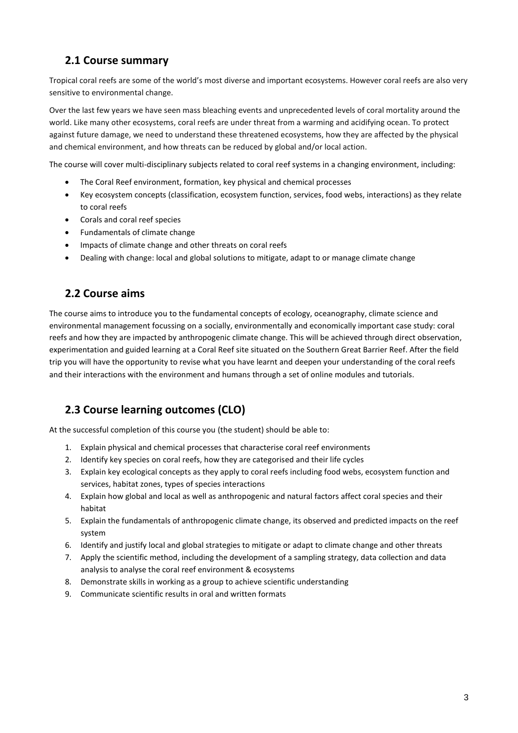## 2.1 Course summary

Tropical coral reefs are some of the world's most diverse and important ecosystems. However coral reefs are also very sensitive to environmental change.

Over the last few years we have seen mass bleaching events and unprecedented levels of coral mortality around the world. Like many other ecosystems, coral reefs are under threat from a warming and acidifying ocean. To protect against future damage, we need to understand these threatened ecosystems, how they are affected by the physical and chemical environment, and how threats can be reduced by global and/or local action.

The course will cover multi-disciplinary subjects related to coral reef systems in a changing environment, including:

- The Coral Reef environment, formation, key physical and chemical processes
- Key ecosystem concepts (classification, ecosystem function, services, food webs, interactions) as they relate to coral reefs
- Corals and coral reef species
- Fundamentals of climate change
- Impacts of climate change and other threats on coral reefs
- Dealing with change: local and global solutions to mitigate, adapt to or manage climate change

## 2.2 Course aims

The course aims to introduce you to the fundamental concepts of ecology, oceanography, climate science and environmental management focussing on a socially, environmentally and economically important case study: coral reefs and how they are impacted by anthropogenic climate change. This will be achieved through direct observation, experimentation and guided learning at a Coral Reef site situated on the Southern Great Barrier Reef. After the field trip you will have the opportunity to revise what you have learnt and deepen your understanding of the coral reefs and their interactions with the environment and humans through a set of online modules and tutorials.

## 2.3 Course learning outcomes (CLO)

At the successful completion of this course you (the student) should be able to:

1. Explain physical and chemical processes that characterise coral reef environments
2. Identify key species on coral reefs, how they are categorised and their life cycles
3. Explain key ecological concepts as they apply to coral reefs including food webs, ecosystem function and services, habitat zones, types of species interactions
4. Explain how global and local as well as anthropogenic and natural factors affect coral species and their habitat
5. Explain the fundamentals of anthropogenic climate change, its observed and predicted impacts on the reef system
6. Identify and justify local and global strategies to mitigate or adapt to climate change and other threats
7. Apply the scientific method, including the development of a sampling strategy, data collection and data analysis to analyse the coral reef environment & ecosystems
8. Demonstrate skills in working as a group to achieve scientific understanding
9. Communicate scientific results in oral and written formats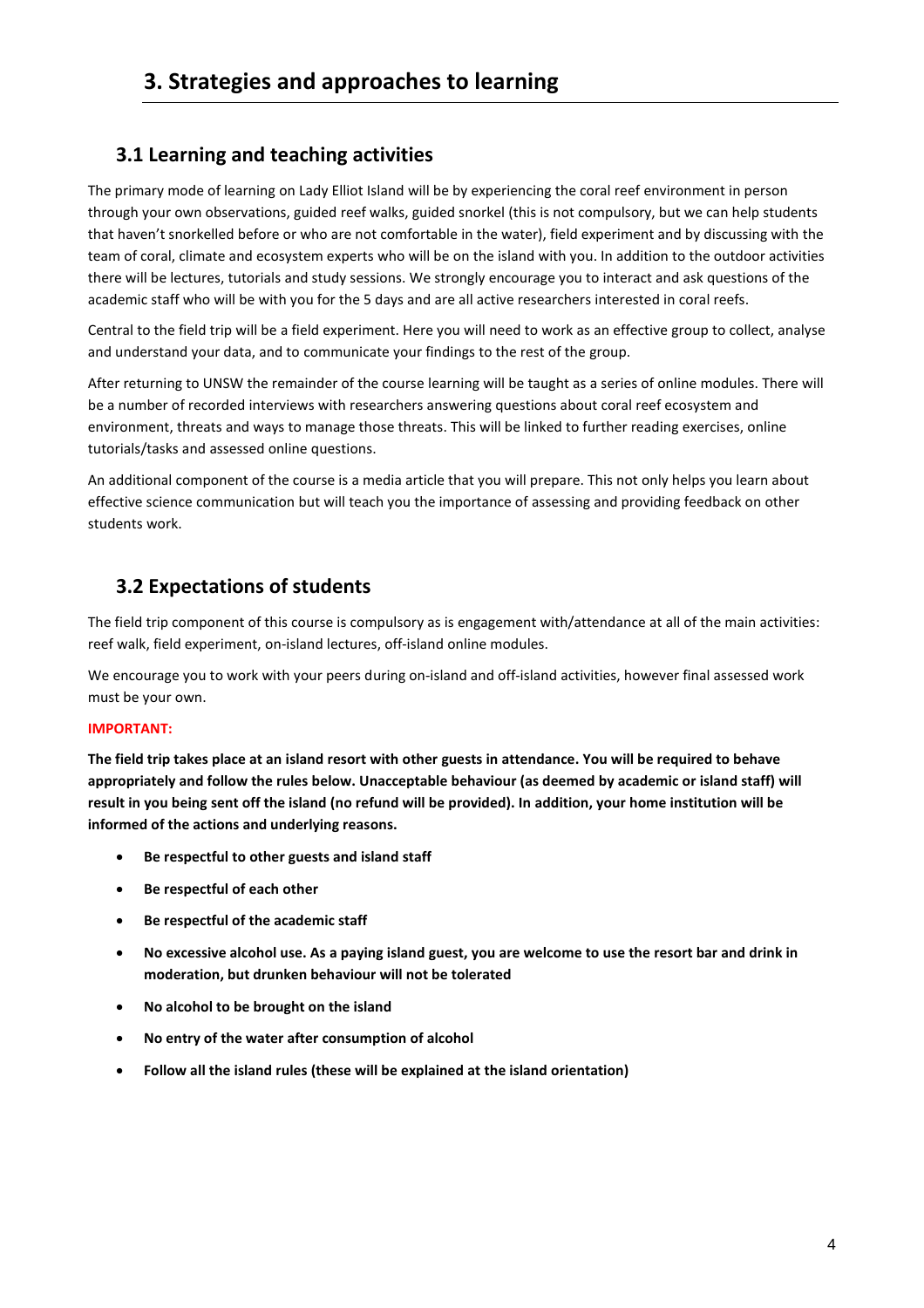# 3. Strategies and approaches to learning

## 3.1 Learning and teaching activities

The primary mode of learning on Lady Elliot Island will be by experiencing the coral reef environment in person through your own observations, guided reef walks, guided snorkel (this is not compulsory, but we can help students that haven't snorkelled before or who are not comfortable in the water), field experiment and by discussing with the team of coral, climate and ecosystem experts who will be on the island with you. In addition to the outdoor activities there will be lectures, tutorials and study sessions. We strongly encourage you to interact and ask questions of the academic staff who will be with you for the 5 days and are all active researchers interested in coral reefs.

Central to the field trip will be a field experiment. Here you will need to work as an effective group to collect, analyse and understand your data, and to communicate your findings to the rest of the group.

After returning to UNSW the remainder of the course learning will be taught as a series of online modules. There will be a number of recorded interviews with researchers answering questions about coral reef ecosystem and environment, threats and ways to manage those threats. This will be linked to further reading exercises, online tutorials/tasks and assessed online questions.

An additional component of the course is a media article that you will prepare. This not only helps you learn about effective science communication but will teach you the importance of assessing and providing feedback on other students work.

## 3.2 Expectations of students

The field trip component of this course is compulsory as is engagement with/attendance at all of the main activities: reef walk, field experiment, on-island lectures, off-island online modules.

We encourage you to work with your peers during on-island and off-island activities, however final assessed work must be your own.

**IMPORTANT:**

**The field trip takes place at an island resort with other guests in attendance. You will be required to behave appropriately and follow the rules below. Unacceptable behaviour (as deemed by academic or island staff) will result in you being sent off the island (no refund will be provided). In addition, your home institution will be informed of the actions and underlying reasons.**

- **Be respectful to other guests and island staff**
- **Be respectful of each other**
- **Be respectful of the academic staff**
- **No excessive alcohol use. As a paying island guest, you are welcome to use the resort bar and drink in moderation, but drunken behaviour will not be tolerated**
- **No alcohol to be brought on the island**
- **No entry of the water after consumption of alcohol**
- **Follow all the island rules (these will be explained at the island orientation)**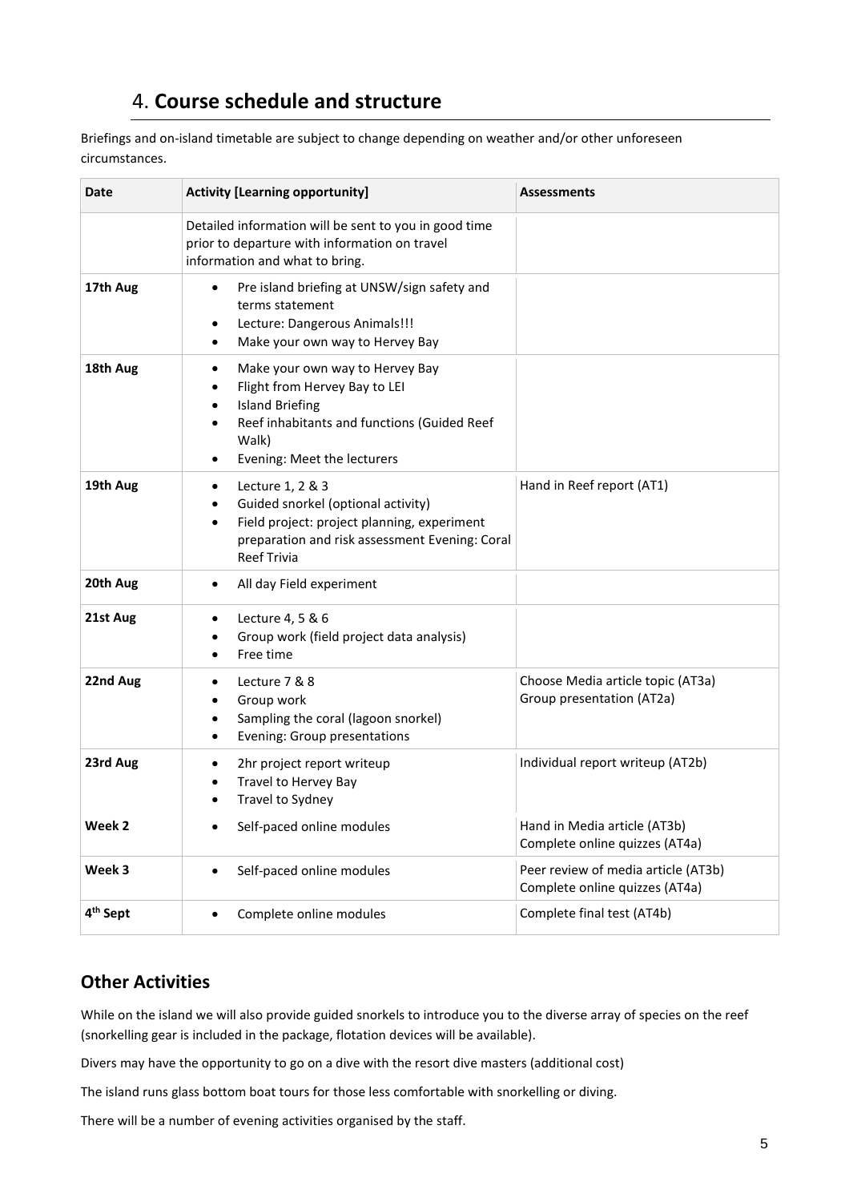## 4. **Course schedule and structure**

Briefings and on-island timetable are subject to change depending on weather and/or other unforeseen circumstances.

| Date | Activity [Learning opportunity] | Assessments |
| --- | --- | --- |
| | Detailed information will be sent to you in good time prior to departure with information on travel information and what to bring. | |
| **17th Aug** | • Pre island briefing at UNSW/sign safety and terms statement<br>• Lecture: Dangerous Animals!!!<br>• Make your own way to Hervey Bay | |
| **18th Aug** | • Make your own way to Hervey Bay<br>• Flight from Hervey Bay to LEI<br>• Island Briefing<br>• Reef inhabitants and functions (Guided Reef Walk)<br>• Evening: Meet the lecturers | |
| **19th Aug** | • Lecture 1, 2 & 3<br>• Guided snorkel (optional activity)<br>• Field project: project planning, experiment preparation and risk assessment Evening: Coral Reef Trivia | Hand in Reef report (AT1) |
| **20th Aug** | • All day Field experiment | |
| **21st Aug** | • Lecture 4, 5 & 6<br>• Group work (field project data analysis)<br>• Free time | |
| **22nd Aug** | • Lecture 7 & 8<br>• Group work<br>• Sampling the coral (lagoon snorkel)<br>• Evening: Group presentations | Choose Media article topic (AT3a)<br>Group presentation (AT2a) |
| **23rd Aug** | • 2hr project report writeup<br>• Travel to Hervey Bay<br>• Travel to Sydney | Individual report writeup (AT2b) |
| **Week 2** | • Self-paced online modules | Hand in Media article (AT3b)<br>Complete online quizzes (AT4a) |
| **Week 3** | • Self-paced online modules | Peer review of media article (AT3b)<br>Complete online quizzes (AT4a) |
| **4th Sept** | • Complete online modules | Complete final test (AT4b) |

## **Other Activities**

While on the island we will also provide guided snorkels to introduce you to the diverse array of species on the reef (snorkelling gear is included in the package, flotation devices will be available).

Divers may have the opportunity to go on a dive with the resort dive masters (additional cost)

The island runs glass bottom boat tours for those less comfortable with snorkelling or diving.

There will be a number of evening activities organised by the staff.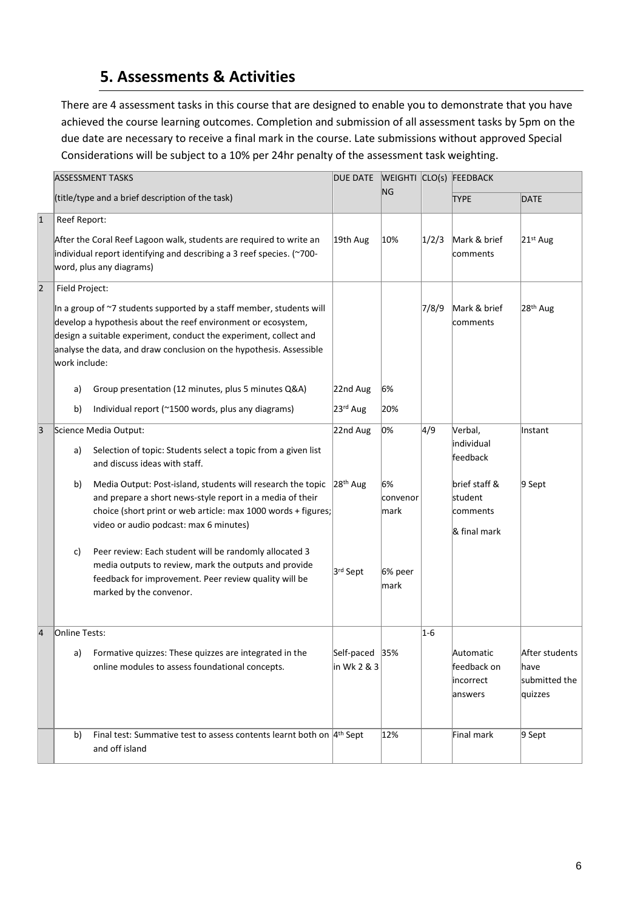## 5. Assessments & Activities

There are 4 assessment tasks in this course that are designed to enable you to demonstrate that you have achieved the course learning outcomes. Completion and submission of all assessment tasks by 5pm on the due date are necessary to receive a final mark in the course. Late submissions without approved Special Considerations will be subject to a 10% per 24hr penalty of the assessment task weighting.

| | ASSESSMENT TASKS (title/type and a brief description of the task) | DUE DATE | WEIGHTING | CLO(s) | FEEDBACK TYPE | FEEDBACK DATE |
|---|---|---|---|---|---|---|
| 1 | Reef Report: After the Coral Reef Lagoon walk, students are required to write an individual report identifying and describing a 3 reef species. (~700-word, plus any diagrams) | 19th Aug | 10% | 1/2/3 | Mark & brief comments | 21st Aug |
| 2 | Field Project: In a group of ~7 students supported by a staff member, students will develop a hypothesis about the reef environment or ecosystem, design a suitable experiment, conduct the experiment, collect and analyse the data, and draw conclusion on the hypothesis. Assessible work include: | | | 7/8/9 | Mark & brief comments | 28th Aug |
| | a) Group presentation (12 minutes, plus 5 minutes Q&A) | 22nd Aug | 6% | | | |
| | b) Individual report (~1500 words, plus any diagrams) | 23rd Aug | 20% | | | |
| 3 | Science Media Output: | 22nd Aug | 0% | 4/9 | Verbal, individual feedback | Instant |
| | a) Selection of topic: Students select a topic from a given list and discuss ideas with staff. | | | | | |
| | b) Media Output: Post-island, students will research the topic and prepare a short news-style report in a media of their choice (short print or web article: max 1000 words + figures; video or audio podcast: max 6 minutes) | 28th Aug | 6% convenor mark | | brief staff & student comments & final mark | 9 Sept |
| | c) Peer review: Each student will be randomly allocated 3 media outputs to review, mark the outputs and provide feedback for improvement. Peer review quality will be marked by the convenor. | 3rd Sept | 6% peer mark | | | |
| 4 | Online Tests: | | | 1-6 | | |
| | a) Formative quizzes: These quizzes are integrated in the online modules to assess foundational concepts. | Self-paced in Wk 2 & 3 | 35% | | Automatic feedback on incorrect answers | After students have submitted the quizzes |
| | b) Final test: Summative test to assess contents learnt both on and off island | 4th Sept | 12% | | Final mark | 9 Sept |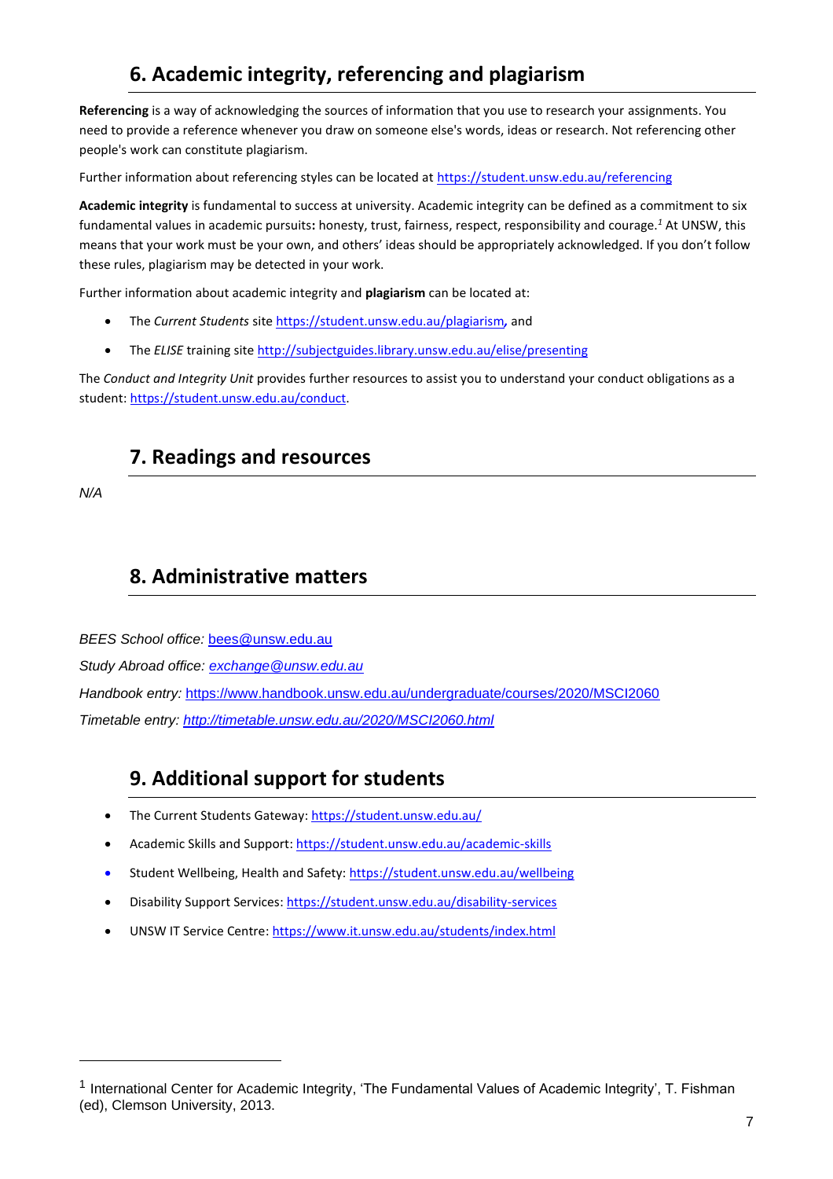## 6. Academic integrity, referencing and plagiarism

**Referencing** is a way of acknowledging the sources of information that you use to research your assignments. You need to provide a reference whenever you draw on someone else's words, ideas or research. Not referencing other people's work can constitute plagiarism.

Further information about referencing styles can be located at https://student.unsw.edu.au/referencing

**Academic integrity** is fundamental to success at university. Academic integrity can be defined as a commitment to six fundamental values in academic pursuits**:** honesty, trust, fairness, respect, responsibility and courage.[1] At UNSW, this means that your work must be your own, and others' ideas should be appropriately acknowledged. If you don't follow these rules, plagiarism may be detected in your work.

Further information about academic integrity and **plagiarism** can be located at:

- The *Current Students* site https://student.unsw.edu.au/plagiarism*,* and
- The *ELISE* training site http://subjectguides.library.unsw.edu.au/elise/presenting

The *Conduct and Integrity Unit* provides further resources to assist you to understand your conduct obligations as a student: https://student.unsw.edu.au/conduct.

## 7. Readings and resources

*N/A*

## 8. Administrative matters

*BEES School office:* bees@unsw.edu.au

*Study Abroad office: exchange@unsw.edu.au*

*Handbook entry:* https://www.handbook.unsw.edu.au/undergraduate/courses/2020/MSCI2060

*Timetable entry: http://timetable.unsw.edu.au/2020/MSCI2060.html*

## 9. Additional support for students

- The Current Students Gateway: https://student.unsw.edu.au/
- Academic Skills and Support: https://student.unsw.edu.au/academic-skills
- Student Wellbeing, Health and Safety: https://student.unsw.edu.au/wellbeing
- Disability Support Services: https://student.unsw.edu.au/disability-services
- UNSW IT Service Centre: https://www.it.unsw.edu.au/students/index.html

---

[1] International Center for Academic Integrity, 'The Fundamental Values of Academic Integrity', T. Fishman (ed), Clemson University, 2013.